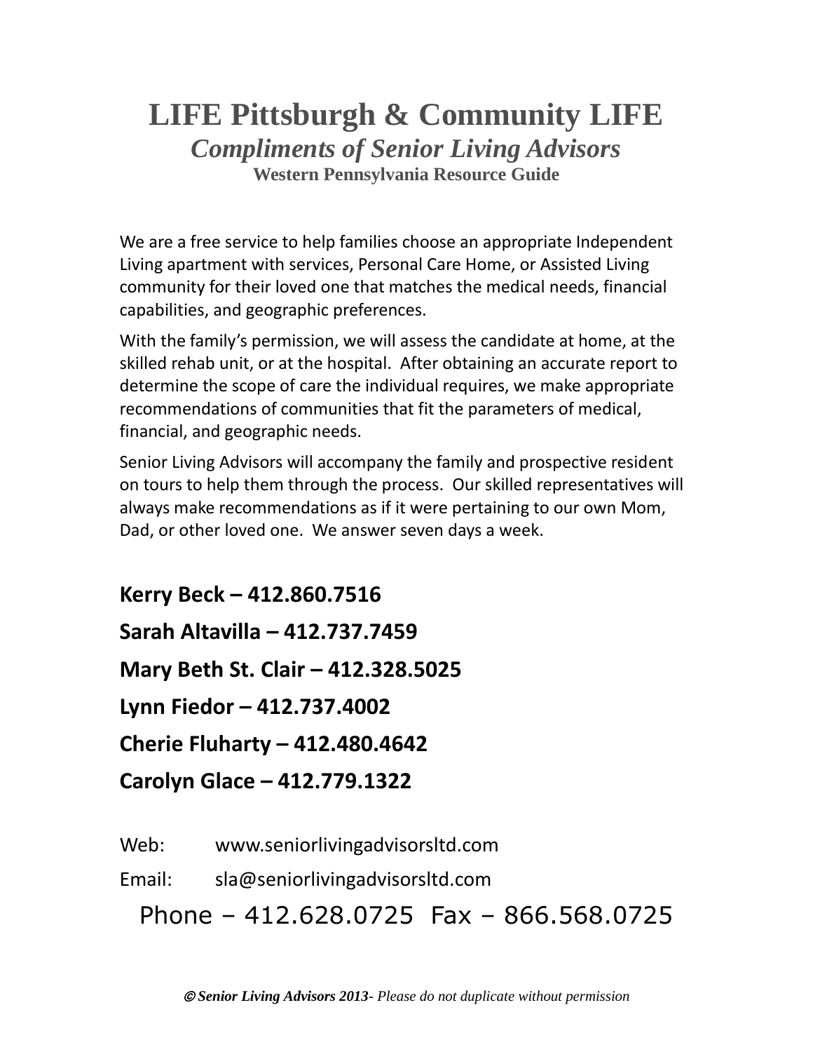# LIFE Pittsburgh & Community LIFE

## *Compliments of Senior Living Advisors*

### Western Pennsylvania Resource Guide

We are a free service to help families choose an appropriate Independent Living apartment with services, Personal Care Home, or Assisted Living community for their loved one that matches the medical needs, financial capabilities, and geographic preferences.

With the family's permission, we will assess the candidate at home, at the skilled rehab unit, or at the hospital. After obtaining an accurate report to determine the scope of care the individual requires, we make appropriate recommendations of communities that fit the parameters of medical, financial, and geographic needs.

Senior Living Advisors will accompany the family and prospective resident on tours to help them through the process. Our skilled representatives will always make recommendations as if it were pertaining to our own Mom, Dad, or other loved one. We answer seven days a week.

**Kerry Beck – 412.860.7516**

**Sarah Altavilla – 412.737.7459**

**Mary Beth St. Clair – 412.328.5025**

**Lynn Fiedor – 412.737.4002**

**Cherie Fluharty – 412.480.4642**

**Carolyn Glace – 412.779.1322**

Web: www.seniorlivingadvisorsltd.com

Email: sla@seniorlivingadvisorsltd.com

Phone – 412.628.0725 Fax – 866.568.0725

*© **Senior Living Advisors 2013**- Please do not duplicate without permission*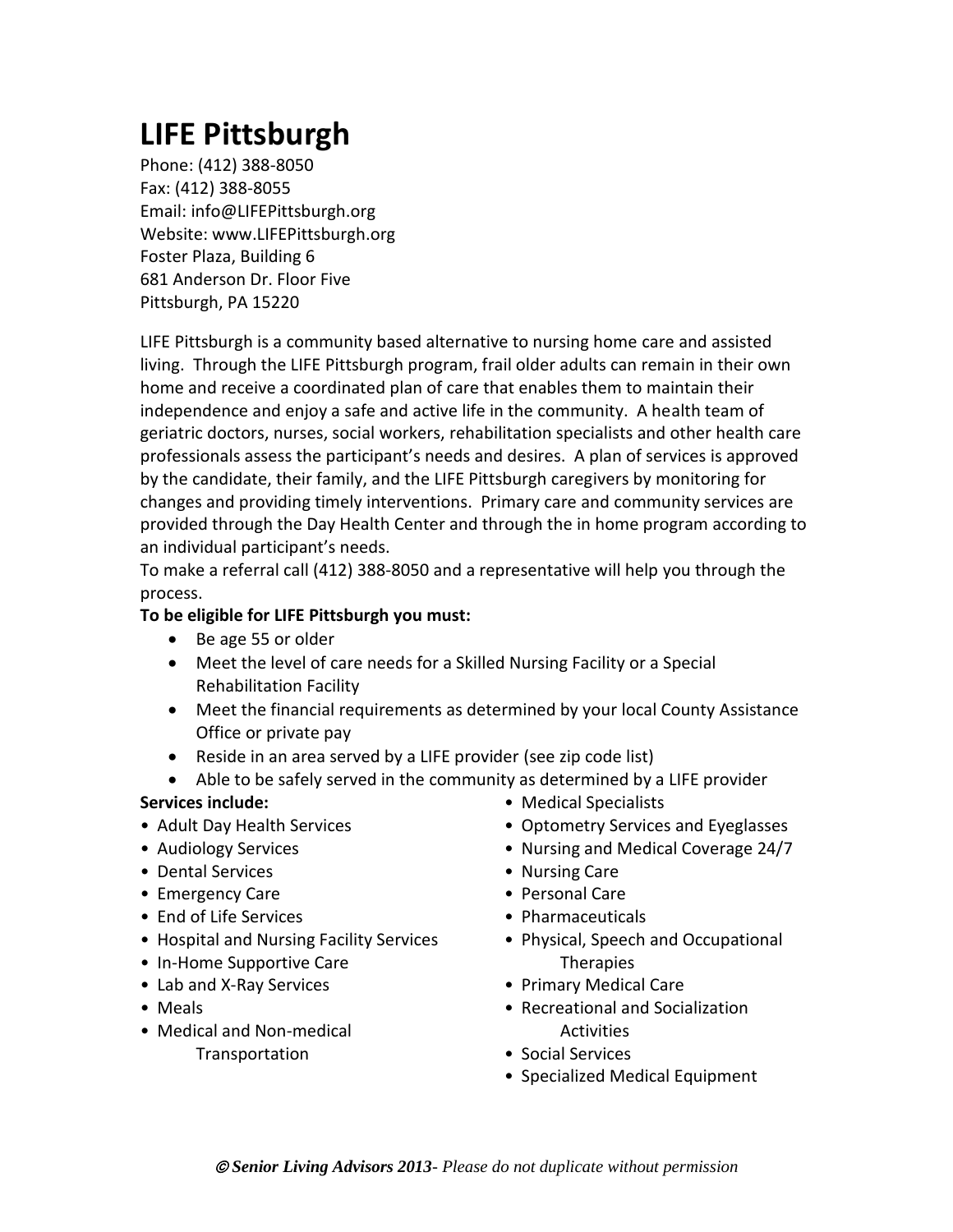# LIFE Pittsburgh

Phone: (412) 388-8050
Fax: (412) 388-8055
Email: info@LIFEPittsburgh.org
Website: www.LIFEPittsburgh.org
Foster Plaza, Building 6
681 Anderson Dr. Floor Five
Pittsburgh, PA 15220

LIFE Pittsburgh is a community based alternative to nursing home care and assisted living. Through the LIFE Pittsburgh program, frail older adults can remain in their own home and receive a coordinated plan of care that enables them to maintain their independence and enjoy a safe and active life in the community. A health team of geriatric doctors, nurses, social workers, rehabilitation specialists and other health care professionals assess the participant's needs and desires. A plan of services is approved by the candidate, their family, and the LIFE Pittsburgh caregivers by monitoring for changes and providing timely interventions. Primary care and community services are provided through the Day Health Center and through the in home program according to an individual participant's needs.

To make a referral call (412) 388-8050 and a representative will help you through the process.

**To be eligible for LIFE Pittsburgh you must:**

- Be age 55 or older
- Meet the level of care needs for a Skilled Nursing Facility or a Special Rehabilitation Facility
- Meet the financial requirements as determined by your local County Assistance Office or private pay
- Reside in an area served by a LIFE provider (see zip code list)
- Able to be safely served in the community as determined by a LIFE provider

**Services include:**

- Adult Day Health Services
- Audiology Services
- Dental Services
- Emergency Care
- End of Life Services
- Hospital and Nursing Facility Services
- In-Home Supportive Care
- Lab and X-Ray Services
- Meals
- Medical and Non-medical Transportation
- Medical Specialists
- Optometry Services and Eyeglasses
- Nursing and Medical Coverage 24/7
- Nursing Care
- Personal Care
- Pharmaceuticals
- Physical, Speech and Occupational Therapies
- Primary Medical Care
- Recreational and Socialization Activities
- Social Services
- Specialized Medical Equipment

*© **Senior Living Advisors 2013**- Please do not duplicate without permission*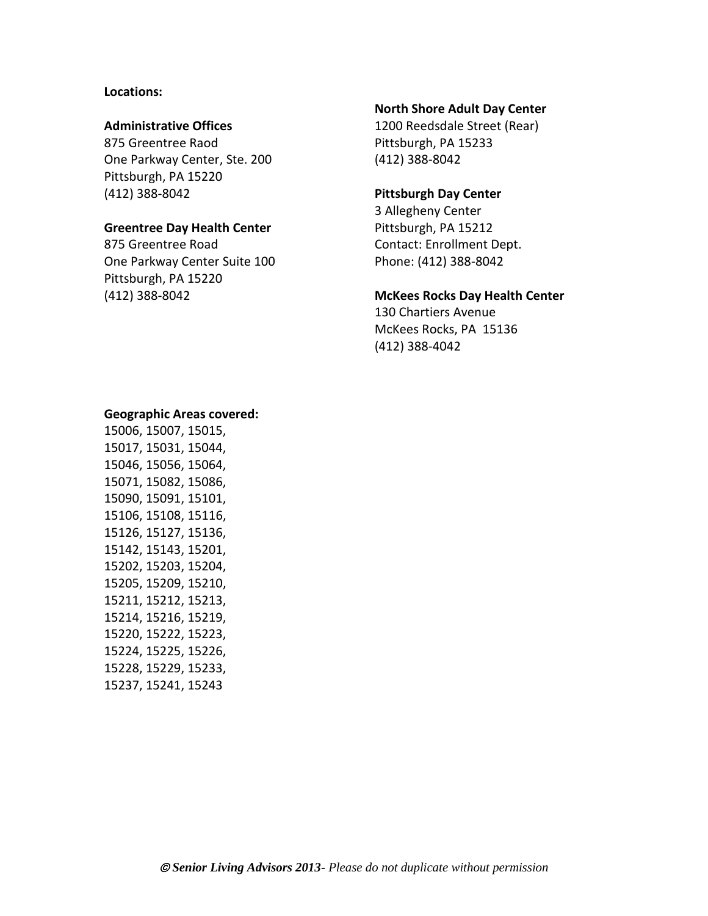**Locations:**

**Administrative Offices**
875 Greentree Raod
One Parkway Center, Ste. 200
Pittsburgh, PA 15220
(412) 388-8042

**Greentree Day Health Center**
875 Greentree Road
One Parkway Center Suite 100
Pittsburgh, PA 15220
(412) 388-8042

**North Shore Adult Day Center**
1200 Reedsdale Street (Rear)
Pittsburgh, PA 15233
(412) 388-8042

**Pittsburgh Day Center**
3 Allegheny Center
Pittsburgh, PA 15212
Contact: Enrollment Dept.
Phone: (412) 388-8042

**McKees Rocks Day Health Center**
130 Chartiers Avenue
McKees Rocks, PA 15136
(412) 388-4042

**Geographic Areas covered:**
15006, 15007, 15015, 15017, 15031, 15044, 15046, 15056, 15064, 15071, 15082, 15086, 15090, 15091, 15101, 15106, 15108, 15116, 15126, 15127, 15136, 15142, 15143, 15201, 15202, 15203, 15204, 15205, 15209, 15210, 15211, 15212, 15213, 15214, 15216, 15219, 15220, 15222, 15223, 15224, 15225, 15226, 15228, 15229, 15233, 15237, 15241, 15243

*© **Senior Living Advisors 2013**- Please do not duplicate without permission*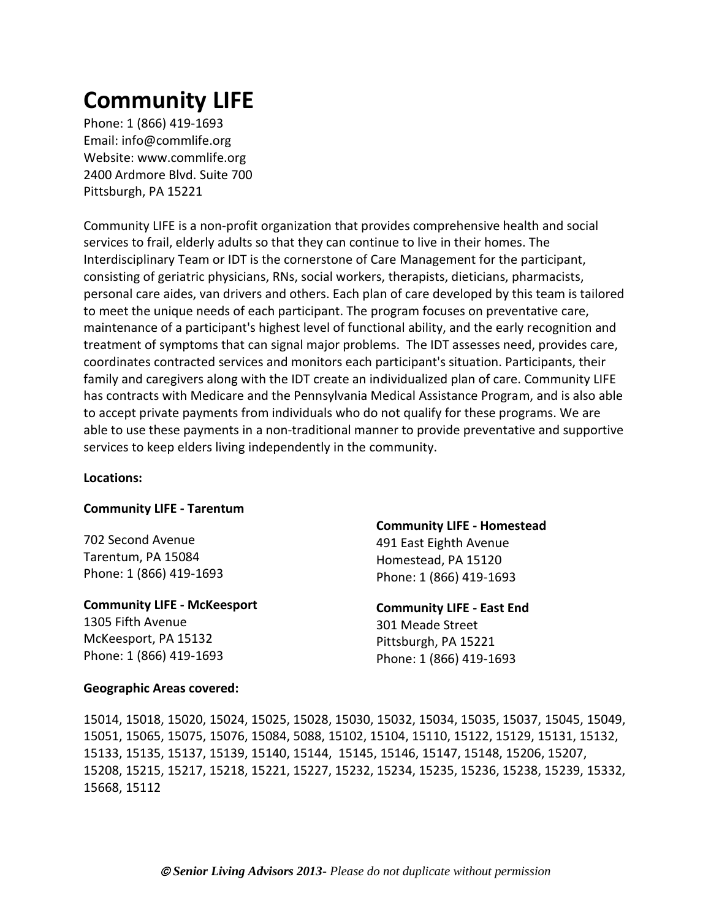# Community LIFE

Phone: 1 (866) 419-1693
Email: info@commlife.org
Website: www.commlife.org
2400 Ardmore Blvd. Suite 700
Pittsburgh, PA 15221

Community LIFE is a non-profit organization that provides comprehensive health and social services to frail, elderly adults so that they can continue to live in their homes. The Interdisciplinary Team or IDT is the cornerstone of Care Management for the participant, consisting of geriatric physicians, RNs, social workers, therapists, dieticians, pharmacists, personal care aides, van drivers and others. Each plan of care developed by this team is tailored to meet the unique needs of each participant. The program focuses on preventative care, maintenance of a participant's highest level of functional ability, and the early recognition and treatment of symptoms that can signal major problems. The IDT assesses need, provides care, coordinates contracted services and monitors each participant's situation. Participants, their family and caregivers along with the IDT create an individualized plan of care. Community LIFE has contracts with Medicare and the Pennsylvania Medical Assistance Program, and is also able to accept private payments from individuals who do not qualify for these programs. We are able to use these payments in a non-traditional manner to provide preventative and supportive services to keep elders living independently in the community.

**Locations:**

**Community LIFE - Tarentum**

702 Second Avenue
Tarentum, PA 15084
Phone: 1 (866) 419-1693

**Community LIFE - McKeesport**
1305 Fifth Avenue
McKeesport, PA 15132
Phone: 1 (866) 419-1693

**Community LIFE - Homestead**
491 East Eighth Avenue
Homestead, PA 15120
Phone: 1 (866) 419-1693

**Community LIFE - East End**
301 Meade Street
Pittsburgh, PA 15221
Phone: 1 (866) 419-1693

**Geographic Areas covered:**

15014, 15018, 15020, 15024, 15025, 15028, 15030, 15032, 15034, 15035, 15037, 15045, 15049, 15051, 15065, 15075, 15076, 15084, 5088, 15102, 15104, 15110, 15122, 15129, 15131, 15132, 15133, 15135, 15137, 15139, 15140, 15144, 15145, 15146, 15147, 15148, 15206, 15207, 15208, 15215, 15217, 15218, 15221, 15227, 15232, 15234, 15235, 15236, 15238, 15239, 15332, 15668, 15112

© *Senior Living Advisors 2013- Please do not duplicate without permission*